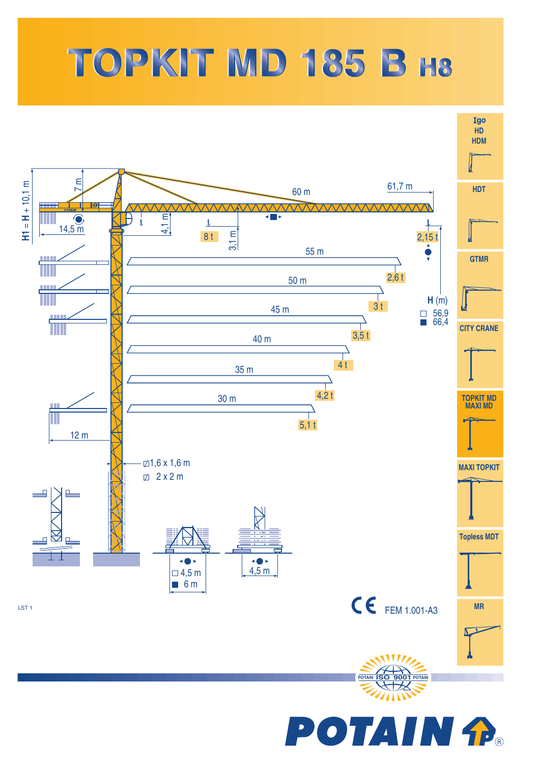# TOPKIT MD 185 B H8

- Igo HD HDM
- HDT
- GTMR
- CITY CRANE
- TOPKIT MD MAXI MD
- MAXI TOPKIT
- Topless MDT
- MR

H1 = H + 10,1 m

7 m

60 m

61,7 m

14,5 m

4,1 m

8 t

3,1 m

2,15 t

55 m

2,6 t

50 m

3 t

H (m)

□ 56,9

■ 66,4

45 m

3,5 t

40 m

4 t

35 m

4,2 t

30 m

5,1 t

12 m

1,6 x 1,6 m

2 x 2 m

□ 4,5 m

■ 6 m

4,5 m

LST 1

CE FEM 1.001-A3

POTAIN ISO 9001 POTAIN

POTAIN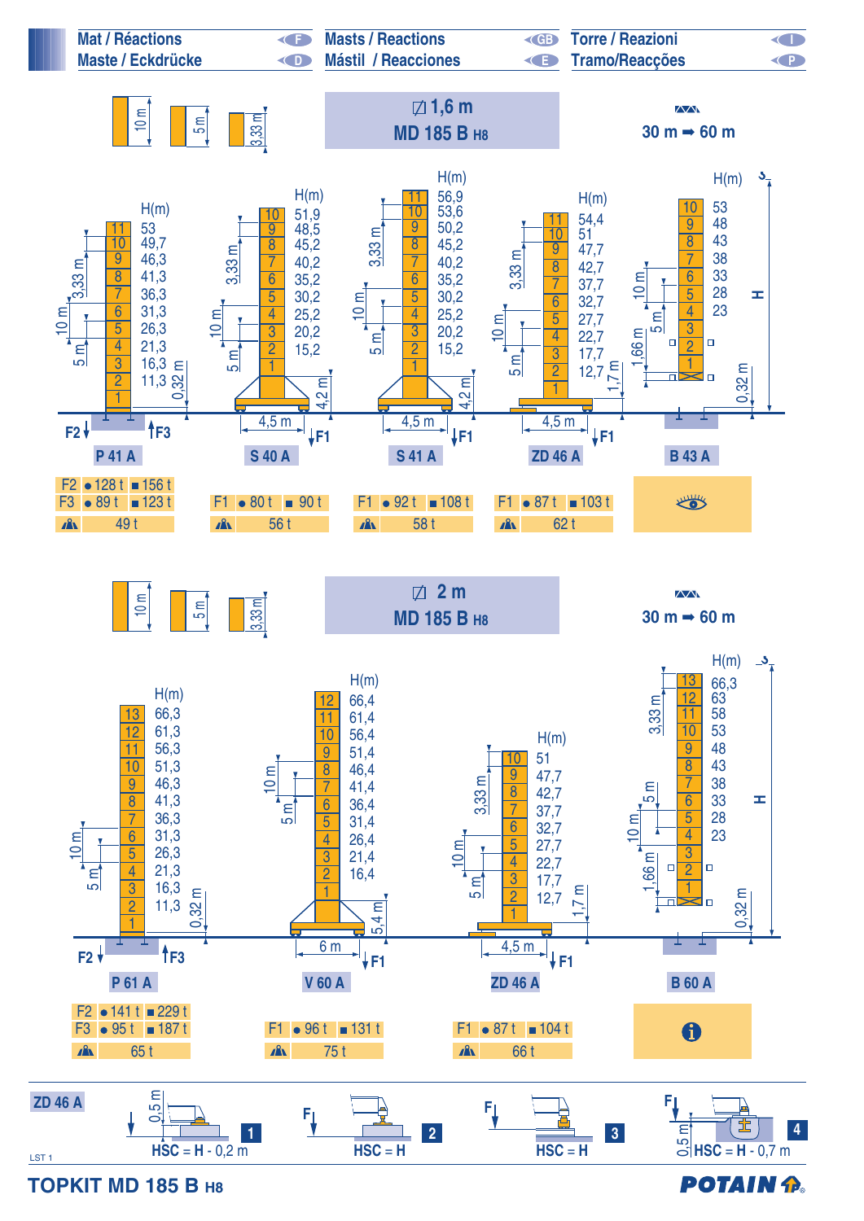# Mat / Réactions (F) — Masts / Reactions (GB) — Torre / Reazioni (I)
# Maste / Eckdrücke (D) — Mástil / Reacciones (E) — Tramo/Reacçoes (P)

## 1,6 m — MD 185 B H8

30 m ➡ 60 m

Mast sections: 10 m, 5 m, 3,33 m

**P 41 A**

| Section | H(m) |
|---|---|
| 11 | 53 |
| 10 | 49,7 |
| 9 | 46,3 |
| 8 | 41,3 |
| 7 | 36,3 |
| 6 | 31,3 |
| 5 | 26,3 |
| 4 | 21,3 |
| 3 | 16,3 |
| 2 | 11,3 |
| 1 | |

0,32 m

| | ● | ■ |
|---|---|---|
| F2 | 128 t | 156 t |
| F3 | 89 t | 123 t |
| ⚠ | 49 t | |

**S 40 A**

| Section | H(m) |
|---|---|
| 10 | 51,9 |
| 9 | 48,5 |
| 8 | 45,2 |
| 7 | 40,2 |
| 6 | 35,2 |
| 5 | 30,2 |
| 4 | 25,2 |
| 3 | 20,2 |
| 2 | 15,2 |
| 1 | |

4,2 m — 4,5 m

| | ● | ■ |
|---|---|---|
| F1 | 80 t | 90 t |
| ⚠ | 56 t | |

**S 41 A**

| Section | H(m) |
|---|---|
| 11 | 56,9 |
| 10 | 53,6 |
| 9 | 50,2 |
| 8 | 45,2 |
| 7 | 40,2 |
| 6 | 35,2 |
| 5 | 30,2 |
| 4 | 25,2 |
| 3 | 20,2 |
| 2 | 15,2 |
| 1 | |

4,2 m — 4,5 m

| | ● | ■ |
|---|---|---|
| F1 | 92 t | 108 t |
| ⚠ | 58 t | |

**ZD 46 A**

| Section | H(m) |
|---|---|
| 11 | 54,4 |
| 10 | 51 |
| 9 | 47,7 |
| 8 | 42,7 |
| 7 | 37,7 |
| 6 | 32,7 |
| 5 | 27,7 |
| 4 | 22,7 |
| 3 | 17,7 |
| 2 | 12,7 |
| 1 | |

1,7 m — 4,5 m

| | ● | ■ |
|---|---|---|
| F1 | 87 t | 103 t |
| ⚠ | 62 t | |

**B 43 A**

| Section | H(m) |
|---|---|
| 10 | 53 |
| 9 | 48 |
| 8 | 43 |
| 7 | 38 |
| 6 | 33 |
| 5 | 28 |
| 4 | 23 |
| 3 | |
| 2 | |
| 1 | |

1,66 m — 0,32 m — H

## 2 m — MD 185 B H8

30 m ➡ 60 m

Mast sections: 10 m, 5 m, 3,33 m

**P 61 A**

| Section | H(m) |
|---|---|
| 13 | 66,3 |
| 12 | 61,3 |
| 11 | 56,3 |
| 10 | 51,3 |
| 9 | 46,3 |
| 8 | 41,3 |
| 7 | 36,3 |
| 6 | 31,3 |
| 5 | 26,3 |
| 4 | 21,3 |
| 3 | 16,3 |
| 2 | 11,3 |
| 1 | |

0,32 m

| | ● | ■ |
|---|---|---|
| F2 | 141 t | 229 t |
| F3 | 95 t | 187 t |
| ⚠ | 65 t | |

**V 60 A**

| Section | H(m) |
|---|---|
| 12 | 66,4 |
| 11 | 61,4 |
| 10 | 56,4 |
| 9 | 51,4 |
| 8 | 46,4 |
| 7 | 41,4 |
| 6 | 36,4 |
| 5 | 31,4 |
| 4 | 26,4 |
| 3 | 21,4 |
| 2 | 16,4 |
| 1 | |

5,4 m — 6 m

| | ● | ■ |
|---|---|---|
| F1 | 96 t | 131 t |
| ⚠ | 75 t | |

**ZD 46 A**

| Section | H(m) |
|---|---|
| 10 | 51 |
| 9 | 47,7 |
| 8 | 42,7 |
| 7 | 37,7 |
| 6 | 32,7 |
| 5 | 27,7 |
| 4 | 22,7 |
| 3 | 17,7 |
| 2 | 12,7 |
| 1 | |

1,7 m — 4,5 m

| | ● | ■ |
|---|---|---|
| F1 | 87 t | 104 t |
| ⚠ | 66 t | |

**B 60 A**

| Section | H(m) |
|---|---|
| 13 | 66,3 |
| 12 | 63 |
| 11 | 58 |
| 10 | 53 |
| 9 | 48 |
| 8 | 43 |
| 7 | 38 |
| 6 | 33 |
| 5 | 28 |
| 4 | 23 |
| 3 | |
| 2 | |
| 1 | |

1,66 m — 0,32 m — H

### ZD 46 A

1. 0,5 m — HSC = H - 0,2 m
2. F — HSC = H
3. F — HSC = H
4. F — 0,5 m — HSC = H - 0,7 m

LST 1

**TOPKIT MD 185 B H8**

POTAIN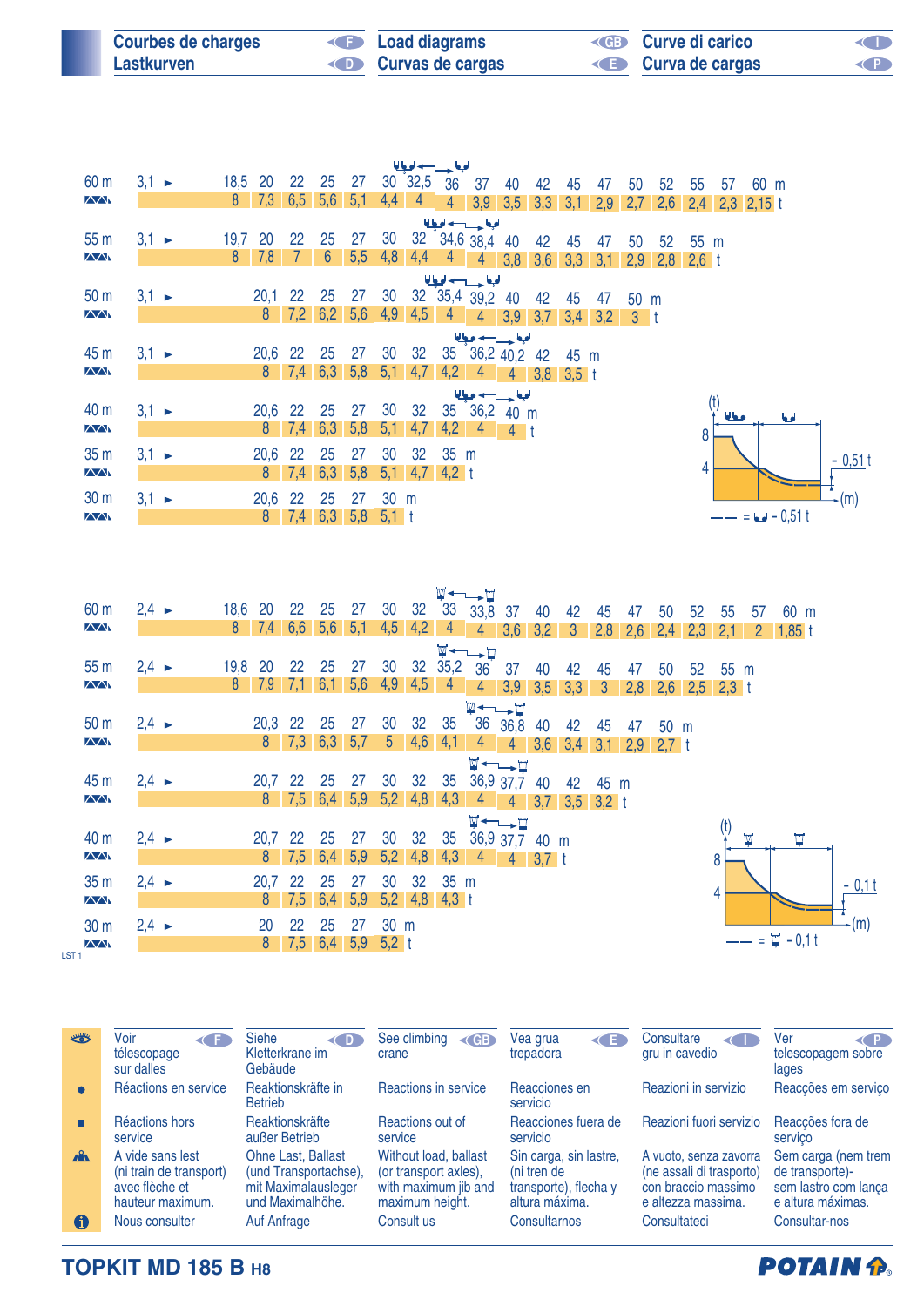| Courbes de charges / Lastkurven | Load diagrams / Curvas de cargas | Curve di carico / Curva de cargas |
|---|---|---|

**60 m** — 3,1 ►

| m | 18,5 | 20 | 22 | 25 | 27 | 30 | 32,5 | 36 | 37 | 40 | 42 | 45 | 47 | 50 | 52 | 55 | 57 | 60 |
|---|---|---|---|---|---|---|---|---|---|---|---|---|---|---|---|---|---|---|
| t | 8 | 7,3 | 6,5 | 5,6 | 5,1 | 4,4 | 4 | 4 | 3,9 | 3,5 | 3,3 | 3,1 | 2,9 | 2,7 | 2,6 | 2,4 | 2,3 | 2,15 |

**55 m** — 3,1 ►

| m | 19,7 | 20 | 22 | 25 | 27 | 30 | 32 | 34,6 | 38,4 | 40 | 42 | 45 | 47 | 50 | 52 | 55 |
|---|---|---|---|---|---|---|---|---|---|---|---|---|---|---|---|---|
| t | 8 | 7,8 | 7 | 6 | 5,5 | 4,8 | 4,4 | 4 | 4 | 3,8 | 3,6 | 3,3 | 3,1 | 2,9 | 2,8 | 2,6 |

**50 m** — 3,1 ►

| m | 20,1 | 22 | 25 | 27 | 30 | 32 | 35,4 | 39,2 | 40 | 42 | 45 | 47 | 50 |
|---|---|---|---|---|---|---|---|---|---|---|---|---|---|
| t | 8 | 7,2 | 6,2 | 5,6 | 4,9 | 4,5 | 4 | 4 | 3,9 | 3,7 | 3,4 | 3,2 | 3 |

**45 m** — 3,1 ►

| m | 20,6 | 22 | 25 | 27 | 30 | 32 | 35 | 36,2 | 40,2 | 42 | 45 |
|---|---|---|---|---|---|---|---|---|---|---|---|
| t | 8 | 7,4 | 6,3 | 5,8 | 5,1 | 4,7 | 4,2 | 4 | 4 | 3,8 | 3,5 |

**40 m** — 3,1 ►

| m | 20,6 | 22 | 25 | 27 | 30 | 32 | 35 | 36,2 | 40 |
|---|---|---|---|---|---|---|---|---|---|
| t | 8 | 7,4 | 6,3 | 5,8 | 5,1 | 4,7 | 4,2 | 4 | 4 |

**35 m** — 3,1 ►

| m | 20,6 | 22 | 25 | 27 | 30 | 32 | 35 |
|---|---|---|---|---|---|---|---|
| t | 8 | 7,4 | 6,3 | 5,8 | 5,1 | 4,7 | 4,2 |

**30 m** — 3,1 ►

| m | 20,6 | 22 | 25 | 27 | 30 |
|---|---|---|---|---|---|
| t | 8 | 7,4 | 6,3 | 5,8 | 5,1 |

(t) 8, 4 — (m) — - 0,51 t — —— = - 0,51 t

**60 m** — 2,4 ►

| m | 18,6 | 20 | 22 | 25 | 27 | 30 | 32 | 33 | 33,8 | 37 | 40 | 42 | 45 | 47 | 50 | 52 | 55 | 57 | 60 |
|---|---|---|---|---|---|---|---|---|---|---|---|---|---|---|---|---|---|---|---|
| t | 8 | 7,4 | 6,6 | 5,6 | 5,1 | 4,5 | 4,2 | 4 | 4 | 3,6 | 3,2 | 3 | 2,8 | 2,6 | 2,4 | 2,3 | 2,1 | 2 | 1,85 |

**55 m** — 2,4 ►

| m | 19,8 | 20 | 22 | 25 | 27 | 30 | 32 | 35,2 | 36 | 37 | 40 | 42 | 45 | 47 | 50 | 52 | 55 |
|---|---|---|---|---|---|---|---|---|---|---|---|---|---|---|---|---|---|
| t | 8 | 7,9 | 7,1 | 6,1 | 5,6 | 4,9 | 4,5 | 4 | 4 | 3,9 | 3,5 | 3,3 | 3 | 2,8 | 2,6 | 2,5 | 2,3 |

**50 m** — 2,4 ►

| m | 20,3 | 22 | 25 | 27 | 30 | 32 | 35 | 36 | 36,8 | 40 | 42 | 45 | 47 | 50 |
|---|---|---|---|---|---|---|---|---|---|---|---|---|---|---|
| t | 8 | 7,3 | 6,3 | 5,7 | 5 | 4,6 | 4,1 | 4 | 4 | 3,6 | 3,4 | 3,1 | 2,9 | 2,7 |

**45 m** — 2,4 ►

| m | 20,7 | 22 | 25 | 27 | 30 | 32 | 35 | 36,9 | 37,7 | 40 | 42 | 45 |
|---|---|---|---|---|---|---|---|---|---|---|---|---|
| t | 8 | 7,5 | 6,4 | 5,9 | 5,2 | 4,8 | 4,3 | 4 | 4 | 3,7 | 3,5 | 3,2 |

**40 m** — 2,4 ►

| m | 20,7 | 22 | 25 | 27 | 30 | 32 | 35 | 36,9 | 37,7 | 40 |
|---|---|---|---|---|---|---|---|---|---|---|
| t | 8 | 7,5 | 6,4 | 5,9 | 5,2 | 4,8 | 4,3 | 4 | 4 | 3,7 |

**35 m** — 2,4 ►

| m | 20,7 | 22 | 25 | 27 | 30 | 32 | 35 |
|---|---|---|---|---|---|---|---|
| t | 8 | 7,5 | 6,4 | 5,9 | 5,2 | 4,8 | 4,3 |

**30 m** — 2,4 ►

| m | 20 | 22 | 25 | 27 | 30 |
|---|---|---|---|---|---|
| t | 8 | 7,5 | 6,4 | 5,9 | 5,2 |

(t) 8, 4 — (m) — - 0,1 t — —— = - 0,1 t

LST 1

| | F | D | GB | E | I | P |
|---|---|---|---|---|---|---|
| 👁 | Voir télescopage sur dalles | Siehe Kletterkrane im Gebäude | See climbing crane | Vea grua trepadora | Consultare gru in cavedio | Ver telescopagem sobre lages |
| ● | Réactions en service | Reaktionskräfte in Betrieb | Reactions in service | Reacciones en servicio | Reazioni in servizio | Reacções em serviço |
| ■ | Réactions hors service | Reaktionskräfte außer Betrieb | Reactions out of service | Reacciones fuera de servicio | Reazioni fuori servizio | Reacções fora de serviço |
| ▲ | A vide sans lest (ni train de transport) avec flèche et hauteur maximum. | Ohne Last, Ballast (und Transportachse), mit Maximalausleger und Maximalhöhe. | Without load, ballast (or transport axles), with maximum jib and maximum height. | Sin carga, sin lastre, (ni tren de transporte), flecha y altura máxima. | A vuoto, senza zavorra (ne assali di trasporto) con braccio massimo e altezza massima. | Sem carga (nem trem de transporte)- sem lastro com lança e altura máximas. |
| ℹ | Nous consulter | Auf Anfrage | Consult us | Consultarnos | Consultateci | Consultar-nos |

**TOPKIT MD 185 B H8**

POTAIN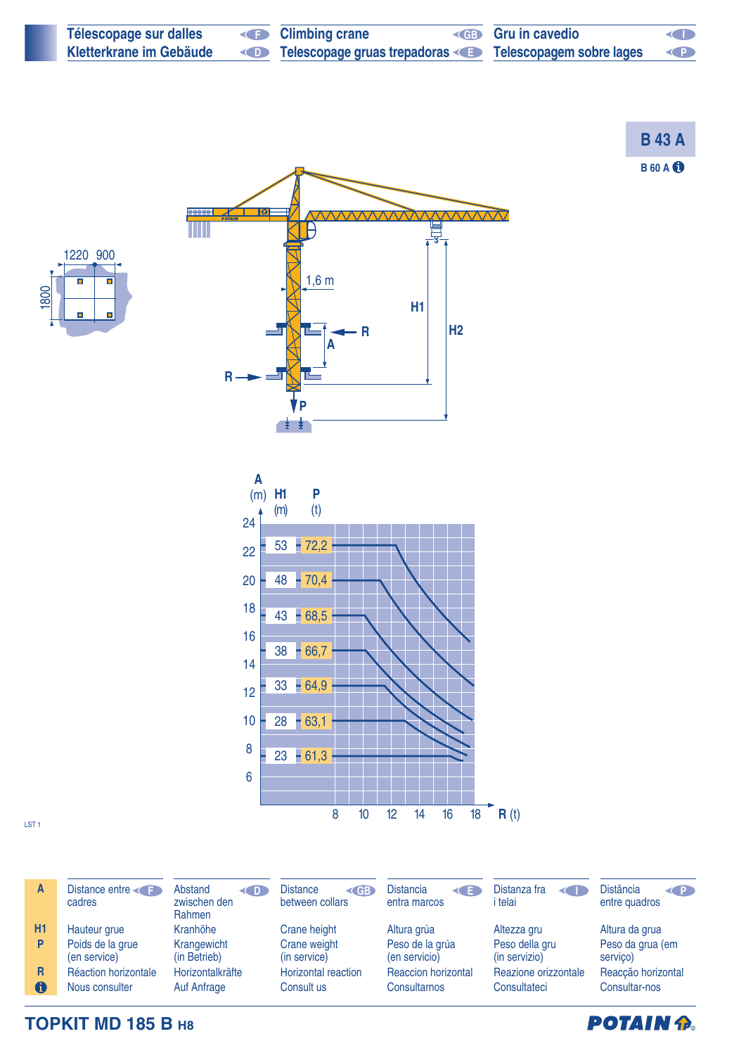# Télescopage sur dalles (F) | Climbing crane (GB) | Gru in cavedio (I)
# Kletterkrane im Gebäude (D) | Telescopage gruas trepadoras (E) | Telescopagem sobre lages (P)

**B 43 A**

B 60 A ℹ

1220 900

1800

1,6 m

H1

H2

R

A

R

P

| A (m) | H1 (m) | P (t) |
|---|---|---|
| 22 | 53 | 72,2 |
| 20 | 48 | 70,4 |
| 17,5 | 43 | 68,5 |
| 15 | 38 | 66,7 |
| 12,5 | 33 | 64,9 |
| 10 | 28 | 63,1 |
| 7,5 | 23 | 61,3 |

R (t): 8 10 12 14 16 18

LST 1

| | F | D | GB | E | I | P |
|---|---|---|---|---|---|---|
| **A** | Distance entre cadres | Abstand zwischen den Rahmen | Distance between collars | Distancia entra marcos | Distanza fra i telai | Distância entre quadros |
| **H1** | Hauteur grue | Kranhöhe | Crane height | Altura grúa | Altezza gru | Altura da grua |
| **P** | Poids de la grue (en service) | Krangewicht (in Betrieb) | Crane weight (in service) | Peso de la grúa (en servicio) | Peso della gru (in servizio) | Peso da grua (em serviço) |
| **R** | Réaction horizontale | Horizontalkräfte | Horizontal reaction | Reaccion horizontal | Reazione orizzontale | Reacção horizontal |
| **ℹ** | Nous consulter | Auf Anfrage | Consult us | Consultarnos | Consultateci | Consultar-nos |

**TOPKIT MD 185 B H8**

POTAIN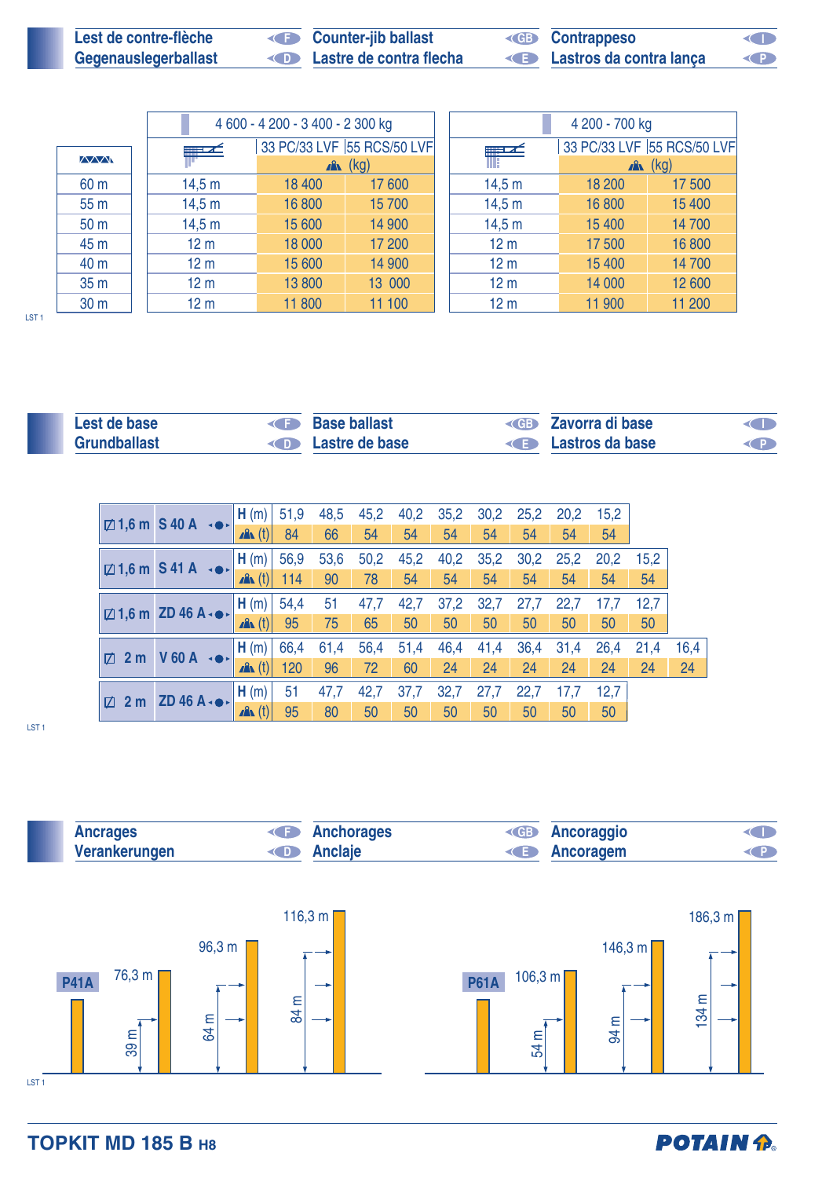## Lest de contre-flèche / Gegenauslegerballast / Counter-jib ballast / Lastre de contra flecha / Contrappeso / Lastros da contra lança

| | 4 600 - 4 200 - 3 400 - 2 300 kg | | | 4 200 - 700 kg | | |
|---|---|---|---|---|---|---|
| | | 33 PC/33 LVF | 55 RCS/50 LVF | | 33 PC/33 LVF | 55 RCS/50 LVF |
| | | (kg) | | | (kg) | |
| 60 m | 14,5 m | 18 400 | 17 600 | 14,5 m | 18 200 | 17 500 |
| 55 m | 14,5 m | 16 800 | 15 700 | 14,5 m | 16 800 | 15 400 |
| 50 m | 14,5 m | 15 600 | 14 900 | 14,5 m | 15 400 | 14 700 |
| 45 m | 12 m | 18 000 | 17 200 | 12 m | 17 500 | 16 800 |
| 40 m | 12 m | 15 600 | 14 900 | 12 m | 15 400 | 14 700 |
| 35 m | 12 m | 13 800 | 13 000 | 12 m | 14 000 | 12 600 |
| 30 m | 12 m | 11 800 | 11 100 | 12 m | 11 900 | 11 200 |

LST 1

## Lest de base / Grundballast / Base ballast / Lastre de base / Zavorra di base / Lastros da base

| | | | | | | | | | | | | | |
|---|---|---|---|---|---|---|---|---|---|---|---|---|---|
| 1,6 m | S 40 A | H (m) | 51,9 | 48,5 | 45,2 | 40,2 | 35,2 | 30,2 | 25,2 | 20,2 | 15,2 | | |
| | | (t) | 84 | 66 | 54 | 54 | 54 | 54 | 54 | 54 | 54 | | |
| 1,6 m | S 41 A | H (m) | 56,9 | 53,6 | 50,2 | 45,2 | 40,2 | 35,2 | 30,2 | 25,2 | 20,2 | 15,2 | |
| | | (t) | 114 | 90 | 78 | 54 | 54 | 54 | 54 | 54 | 54 | 54 | |
| 1,6 m | ZD 46 A | H (m) | 54,4 | 51 | 47,7 | 42,7 | 37,2 | 32,7 | 27,7 | 22,7 | 17,7 | 12,7 | |
| | | (t) | 95 | 75 | 65 | 50 | 50 | 50 | 50 | 50 | 50 | 50 | |
| 2 m | V 60 A | H (m) | 66,4 | 61,4 | 56,4 | 51,4 | 46,4 | 41,4 | 36,4 | 31,4 | 26,4 | 21,4 | 16,4 |
| | | (t) | 120 | 96 | 72 | 60 | 24 | 24 | 24 | 24 | 24 | 24 | 24 |
| 2 m | ZD 46 A | H (m) | 51 | 47,7 | 42,7 | 37,7 | 32,7 | 27,7 | 22,7 | 17,7 | 12,7 | | |
| | | (t) | 95 | 80 | 50 | 50 | 50 | 50 | 50 | 50 | 50 | | |

LST 1

## Ancrages / Verankerungen / Anchorages / Anclaje / Ancoraggio / Ancoragem

P41A: 76,3 m (39 m) – 96,3 m (64 m) – 116,3 m (84 m)

P61A: 106,3 m (54 m) – 146,3 m (94 m) – 186,3 m (134 m)

LST 1

TOPKIT MD 185 B H8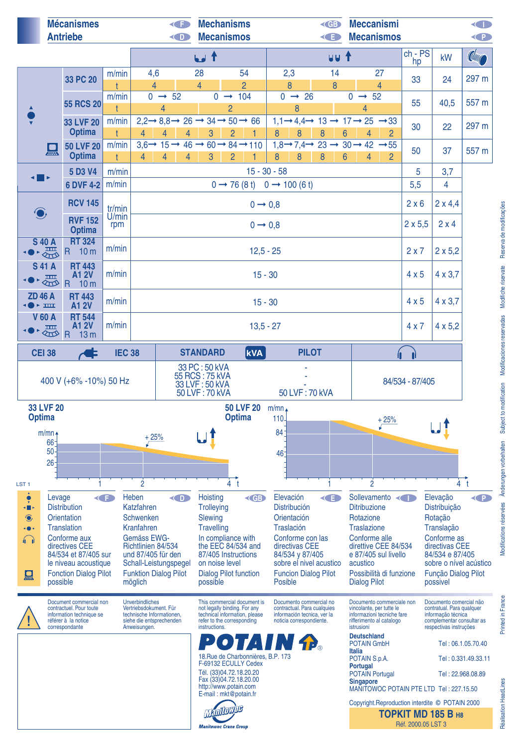**Mécanismes** (F) **Mechanisms** (GB) **Meccanismi** (I)
**Antriebe** (D) **Mecanismos** (E) **Mecanismos** (P)

| | | | Hoisting (1 fall) | Hoisting (2 falls) | ch - PS hp | kW | |
|---|---|---|---|---|---|---|---|
| Hoisting | 33 PC 20 | m/min | 4,6 — 28 — 54 | 2,3 — 14 — 27 | 33 | 24 | 297 m |
| | | t | 4 — 4 — 2 | 8 — 8 — 4 | | | |
| | 55 RCS 20 | m/min | 0 → 52 — 0 → 104 | 0 → 26 — 0 → 52 | 55 | 40,5 | 557 m |
| | | t | 4 — 2 | 8 — 4 | | | |
| | 33 LVF 20 Optima | m/min | 2,2→ 8,8→ 26 → 34→ 50→ 66 | 1,1→4,4→ 13 → 17→ 25 →33 | 30 | 22 | 297 m |
| | | t | 4 — 4 — 4 — 3 — 2 — 1 | 8 — 8 — 8 — 6 — 4 — 2 | | | |
| | 50 LVF 20 Optima | m/min | 3,6→ 15→ 46 → 60→ 84→110 | 1,8→7,4→ 23 → 30→ 42 →55 | 50 | 37 | 557 m |
| | | t | 4 — 4 — 4 — 3 — 2 — 1 | 8 — 8 — 8 — 6 — 4 — 2 | | | |
| Trolleying | 5 D3 V4 | m/min | 15 - 30 - 58 | | 5 | 3,7 | |
| | 6 DVF 4-2 | m/min | 0 → 76 (8 t) | 0 → 100 (6 t) | 5,5 | 4 | |
| Slewing | RCV 145 | tr/min U/min rpm | 0 → 0,8 | | 2 x 6 | 2 x 4,4 | |
| | RVF 152 Optima | | 0 → 0,8 | | 2 x 5,5 | 2 x 4 | |
| S 40 A | RT 324 R 10 m | m/min | 12,5 - 25 | | 2 x 7 | 2 x 5,2 | |
| S 41 A | RT 443 A1 2V R 10 m | m/min | 15 - 30 | | 4 x 5 | 4 x 3,7 | |
| ZD 46 A | RT 443 A1 2V | m/min | 15 - 30 | | 4 x 5 | 4 x 3,7 | |
| V 60 A | RT 544 A1 2V R 13 m | m/min | 13,5 - 27 | | 4 x 7 | 4 x 5,2 | |

| CEI 38 — IEC 38 | STANDARD kVA | PILOT | Noise |
|---|---|---|---|
| 400 V (+6% -10%) 50 Hz | 33 PC : 50 kVA<br>55 RCS : 75 kVA<br>33 LVF : 50 kVA<br>50 LVF : 70 kVA | -<br>-<br>-<br>50 LVF : 70 kVA | 84/534 - 87/405 |

**33 LVF 20 Optima**

m/min
66
50
26
+ 25%
1 2 4 t

**50 LVF 20 Optima**

m/mn
110
84
46
+ 25%
1 2 4 t

LST 1

| | F | D | GB | E | I | P |
|---|---|---|---|---|---|---|
| Hoisting | Levage | Heben | Hoisting | Elevación | Sollevamento | Elevação |
| Trolleying | Distribution | Katzfahren | Trolleying | Distribución | Ditribuzione | Distribuição |
| Slewing | Orientation | Schwenken | Slewing | Orientación | Rotazione | Rotação |
| Travelling | Translation | Kranfahren | Travelling | Traslación | Traslazione | Translação |
| Noise | Conforme aux directives CEE 84/534 et 87/405 sur le niveau acoustique | Gemäss EWG-Richtlinien 84/534 und 87/405 für den Schall-Leistungspegel | In compliance with the EEC 84/534 and 87/405 Instructions on noise level | Conforme con las directivas CEE 84/534 y 87/405 sobre el nivel acustico | Conforme alle direttive CEE 84/534 e 87/405 sul livello acustico | Conforme as directivas CEE 84/534 e 87/405 sobre o nível acústico |
| Dialog Pilot | Fonction Dialog Pilot possible | Funktion Dialog Pilot möglich | Dialog Pilot function possible | Funcion Dialog Pilot Posible | Possibilità di funzione Dialog Pilot | Função Dialog Pilot possivel |

Document commercial non contractuel. Pour toute information technique se référer à la notice correspondante

Unverbindliches Vertriebsdokument. Für technische Informationen, siehe die entsprechenden Anweisungen.

This commercial document is not legally binding. For any technical information, please refer to the corresponding instructions.

Documento commercial no contractual. Para cualquies información tecnica, ver la noticia correspondiente.

Documento commerciale non vincolante, per tutte le informazioni tecniche fare rifferimento al catalogo istrusioni

Documento comercial não contratual. Para qualquer informação técnica complementar consultar as respectivas instruções

**POTAIN**®

18.Rue de Charbonnières, B.P. 173
F-69132 ECULLY Cedex
Tél. (33)04.72.18.20.20
Fax (33)04.72.18.20.00
http://www.potain.com
E-mail : mkt@potain.fr

Manitowoc Crane Group

**Deutschland**
POTAIN GmbH — Tel : 06.1.05.70.40
**Italia**
POTAIN S.p.A. — Tel : 0.331.49.33.11
**Portugal**
POTAIN Portugal — Tel : 22.968.08.89
**Singapore**
MANITOWOC POTAIN PTE LTD — Tel : 227.15.50

Copyright.Reproduction interdite © POTAIN 2000

**TOPKIT MD 185 B H8**
Réf. 2000.05 LST 3

Modifications réservées — Änderungen vorbehalten — Subject to modification — Modificaciones reservadas — Modifiche riservate — Reserva de modificações

Printed in France — Réalisation HeadLines